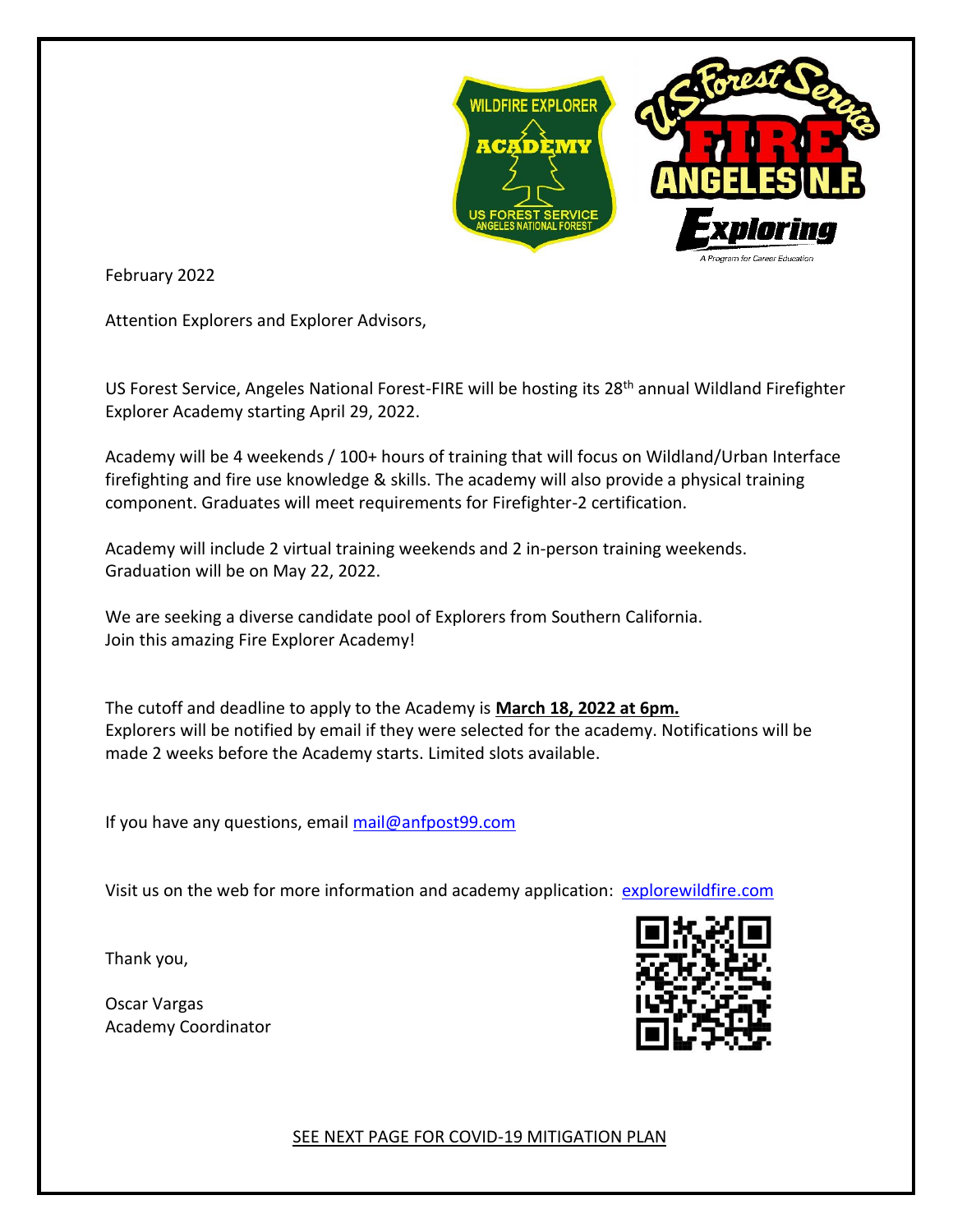February 2022

Attention Explorers and Explorer Advisors,

US Forest Service, Angeles National Forest-FIRE will be hosting its 28th annual Wildland Firefighter Explorer Academy starting April 29, 2022.

Academy will be 4 weekends / 100+ hours of training that will focus on Wildland/Urban Interface firefighting and fire use knowledge & skills. The academy will also provide a physical training component. Graduates will meet requirements for Firefighter-2 certification.

Academy will include 2 virtual training weekends and 2 in-person training weekends. Graduation will be on May 22, 2022.

We are seeking a diverse candidate pool of Explorers from Southern California. Join this amazing Fire Explorer Academy!

The cutoff and deadline to apply to the Academy is **March 18, 2022 at 6pm.** Explorers will be notified by email if they were selected for the academy. Notifications will be made 2 weeks before the Academy starts. Limited slots available.

If you have any questions, email mail@anfpost99.com

Visit us on the web for more information and academy application: explorewildfire.com

Thank you,

Oscar Vargas
Academy Coordinator

SEE NEXT PAGE FOR COVID-19 MITIGATION PLAN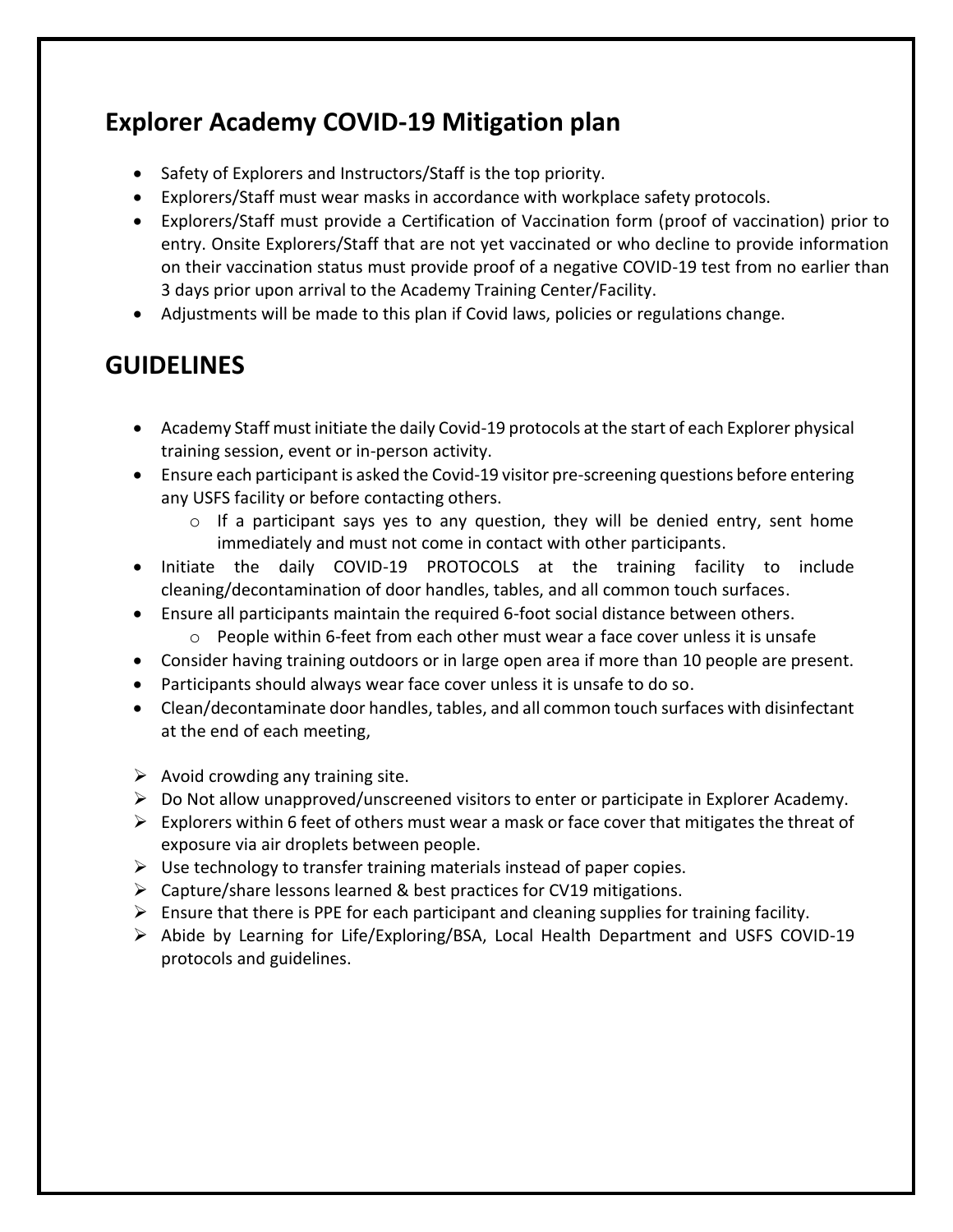## Explorer Academy COVID-19 Mitigation plan

- Safety of Explorers and Instructors/Staff is the top priority.
- Explorers/Staff must wear masks in accordance with workplace safety protocols.
- Explorers/Staff must provide a Certification of Vaccination form (proof of vaccination) prior to entry. Onsite Explorers/Staff that are not yet vaccinated or who decline to provide information on their vaccination status must provide proof of a negative COVID-19 test from no earlier than 3 days prior upon arrival to the Academy Training Center/Facility.
- Adjustments will be made to this plan if Covid laws, policies or regulations change.

## GUIDELINES

- Academy Staff must initiate the daily Covid-19 protocols at the start of each Explorer physical training session, event or in-person activity.
- Ensure each participant is asked the Covid-19 visitor pre-screening questions before entering any USFS facility or before contacting others.
  - If a participant says yes to any question, they will be denied entry, sent home immediately and must not come in contact with other participants.
- Initiate the daily COVID-19 PROTOCOLS at the training facility to include cleaning/decontamination of door handles, tables, and all common touch surfaces.
- Ensure all participants maintain the required 6-foot social distance between others.
  - People within 6-feet from each other must wear a face cover unless it is unsafe
- Consider having training outdoors or in large open area if more than 10 people are present.
- Participants should always wear face cover unless it is unsafe to do so.
- Clean/decontaminate door handles, tables, and all common touch surfaces with disinfectant at the end of each meeting,

- Avoid crowding any training site.
- Do Not allow unapproved/unscreened visitors to enter or participate in Explorer Academy.
- Explorers within 6 feet of others must wear a mask or face cover that mitigates the threat of exposure via air droplets between people.
- Use technology to transfer training materials instead of paper copies.
- Capture/share lessons learned & best practices for CV19 mitigations.
- Ensure that there is PPE for each participant and cleaning supplies for training facility.
- Abide by Learning for Life/Exploring/BSA, Local Health Department and USFS COVID-19 protocols and guidelines.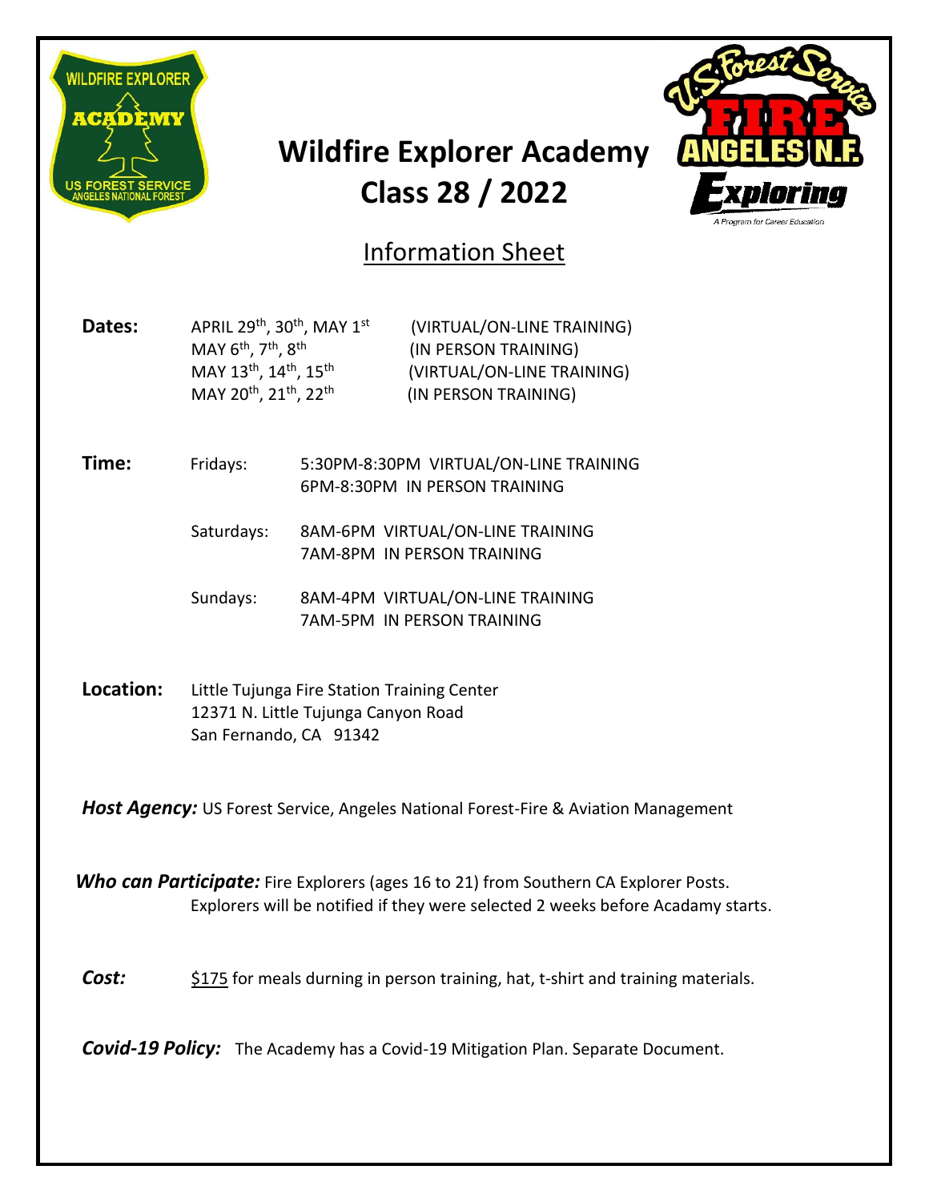# Wildfire Explorer Academy Class 28 / 2022

## Information Sheet

**Dates:**

| | |
|---|---|
| APRIL 29th, 30th, MAY 1st | (VIRTUAL/ON-LINE TRAINING) |
| MAY 6th, 7th, 8th | (IN PERSON TRAINING) |
| MAY 13th, 14th, 15th | (VIRTUAL/ON-LINE TRAINING) |
| MAY 20th, 21th, 22th | (IN PERSON TRAINING) |

**Time:**

| | |
|---|---|
| Fridays: | 5:30PM-8:30PM VIRTUAL/ON-LINE TRAINING<br>6PM-8:30PM IN PERSON TRAINING |
| Saturdays: | 8AM-6PM VIRTUAL/ON-LINE TRAINING<br>7AM-8PM IN PERSON TRAINING |
| Sundays: | 8AM-4PM VIRTUAL/ON-LINE TRAINING<br>7AM-5PM IN PERSON TRAINING |

**Location:** Little Tujunga Fire Station Training Center
12371 N. Little Tujunga Canyon Road
San Fernando, CA 91342

***Host Agency:*** US Forest Service, Angeles National Forest-Fire & Aviation Management

***Who can Participate:*** Fire Explorers (ages 16 to 21) from Southern CA Explorer Posts. Explorers will be notified if they were selected 2 weeks before Acadamy starts.

***Cost:*** $175 for meals durning in person training, hat, t-shirt and training materials.

***Covid-19 Policy:*** The Academy has a Covid-19 Mitigation Plan. Separate Document.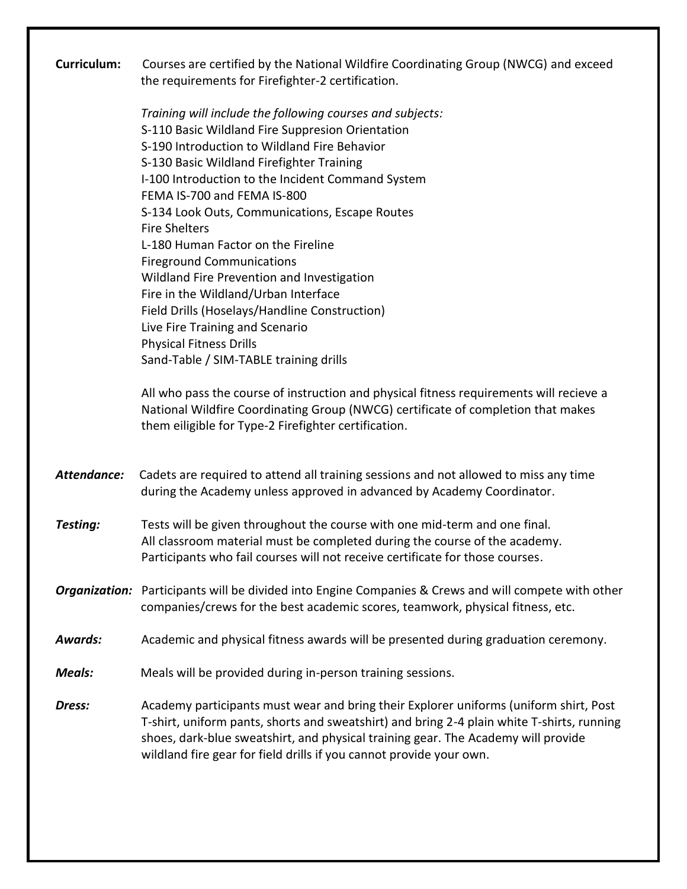**Curriculum:** Courses are certified by the National Wildfire Coordinating Group (NWCG) and exceed the requirements for Firefighter-2 certification.

*Training will include the following courses and subjects:*
S-110 Basic Wildland Fire Suppresion Orientation
S-190 Introduction to Wildland Fire Behavior
S-130 Basic Wildland Firefighter Training
I-100 Introduction to the Incident Command System
FEMA IS-700 and FEMA IS-800
S-134 Look Outs, Communications, Escape Routes
Fire Shelters
L-180 Human Factor on the Fireline
Fireground Communications
Wildland Fire Prevention and Investigation
Fire in the Wildland/Urban Interface
Field Drills (Hoselays/Handline Construction)
Live Fire Training and Scenario
Physical Fitness Drills
Sand-Table / SIM-TABLE training drills

All who pass the course of instruction and physical fitness requirements will recieve a National Wildfire Coordinating Group (NWCG) certificate of completion that makes them eiligible for Type-2 Firefighter certification.

***Attendance:*** Cadets are required to attend all training sessions and not allowed to miss any time during the Academy unless approved in advanced by Academy Coordinator.

***Testing:*** Tests will be given throughout the course with one mid-term and one final. All classroom material must be completed during the course of the academy. Participants who fail courses will not receive certificate for those courses.

***Organization:*** Participants will be divided into Engine Companies & Crews and will compete with other companies/crews for the best academic scores, teamwork, physical fitness, etc.

***Awards:*** Academic and physical fitness awards will be presented during graduation ceremony.

***Meals:*** Meals will be provided during in-person training sessions.

***Dress:*** Academy participants must wear and bring their Explorer uniforms (uniform shirt, Post T-shirt, uniform pants, shorts and sweatshirt) and bring 2-4 plain white T-shirts, running shoes, dark-blue sweatshirt, and physical training gear. The Academy will provide wildland fire gear for field drills if you cannot provide your own.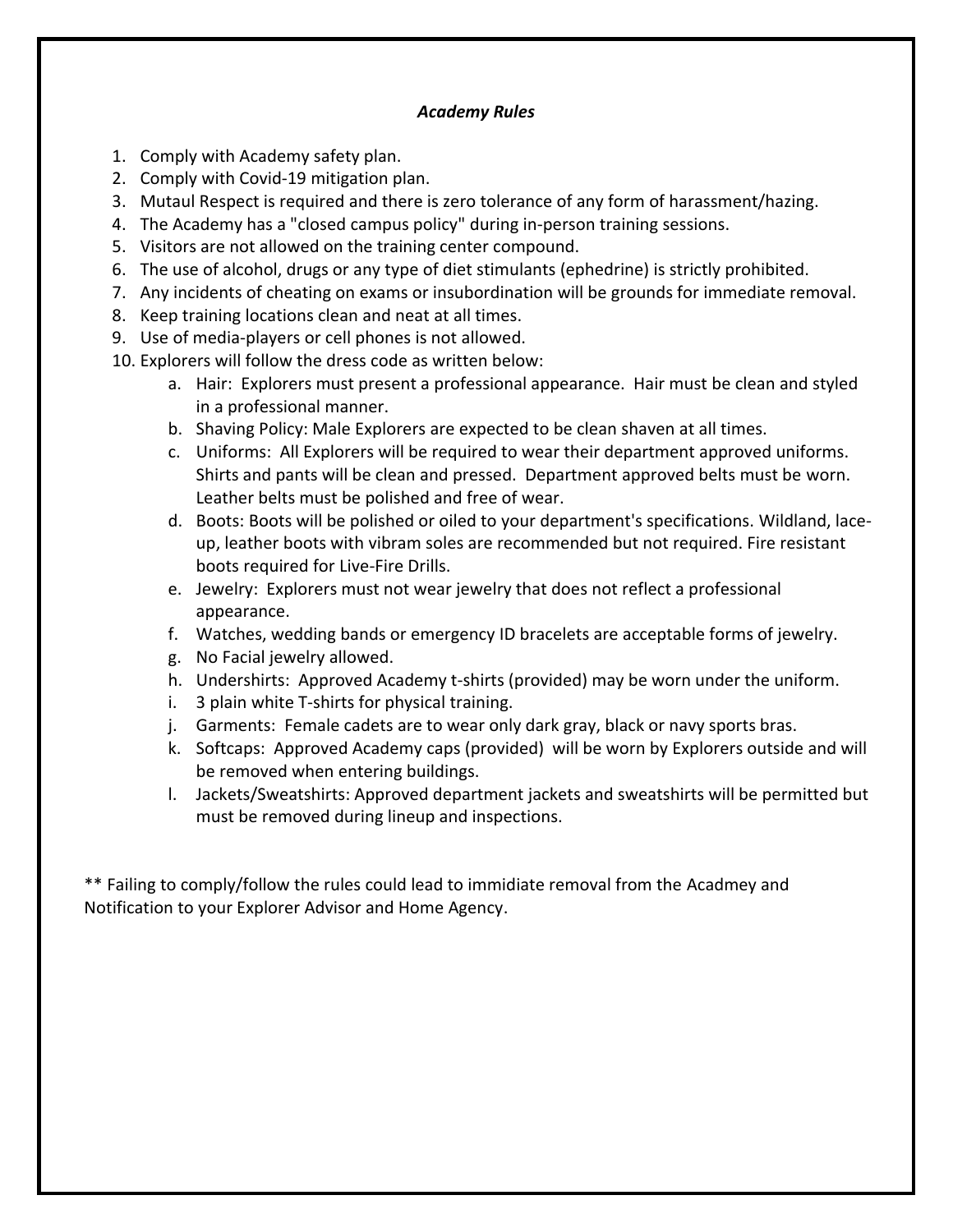***Academy Rules***

1. Comply with Academy safety plan.
2. Comply with Covid-19 mitigation plan.
3. Mutaul Respect is required and there is zero tolerance of any form of harassment/hazing.
4. The Academy has a "closed campus policy" during in-person training sessions.
5. Visitors are not allowed on the training center compound.
6. The use of alcohol, drugs or any type of diet stimulants (ephedrine) is strictly prohibited.
7. Any incidents of cheating on exams or insubordination will be grounds for immediate removal.
8. Keep training locations clean and neat at all times.
9. Use of media-players or cell phones is not allowed.
10. Explorers will follow the dress code as written below:
    a. Hair: Explorers must present a professional appearance. Hair must be clean and styled in a professional manner.
    b. Shaving Policy: Male Explorers are expected to be clean shaven at all times.
    c. Uniforms: All Explorers will be required to wear their department approved uniforms. Shirts and pants will be clean and pressed. Department approved belts must be worn. Leather belts must be polished and free of wear.
    d. Boots: Boots will be polished or oiled to your department's specifications. Wildland, lace-up, leather boots with vibram soles are recommended but not required. Fire resistant boots required for Live-Fire Drills.
    e. Jewelry: Explorers must not wear jewelry that does not reflect a professional appearance.
    f. Watches, wedding bands or emergency ID bracelets are acceptable forms of jewelry.
    g. No Facial jewelry allowed.
    h. Undershirts: Approved Academy t-shirts (provided) may be worn under the uniform.
    i. 3 plain white T-shirts for physical training.
    j. Garments: Female cadets are to wear only dark gray, black or navy sports bras.
    k. Softcaps: Approved Academy caps (provided) will be worn by Explorers outside and will be removed when entering buildings.
    l. Jackets/Sweatshirts: Approved department jackets and sweatshirts will be permitted but must be removed during lineup and inspections.

** Failing to comply/follow the rules could lead to immidiate removal from the Acadmey and Notification to your Explorer Advisor and Home Agency.